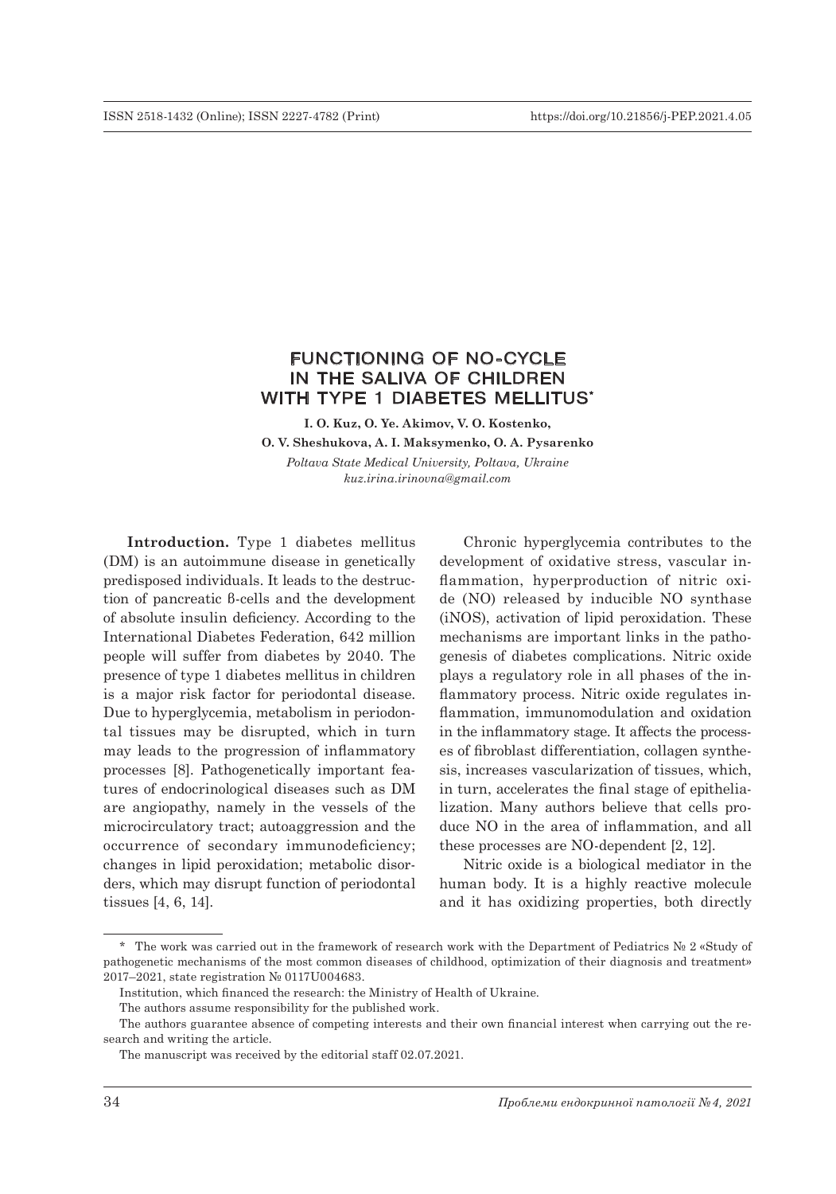# FUNCTIONING OF NO-CYCLE IN THE SALIVA OF CHILDREN WITH TYPE 1 DIABETES MELLITUS*

**I. O. Kuz, O. Ye. Akimov, V. O. Kostenko, O. V. Sheshukova, A. I. Maksymenko, O. A. Pysarenko**

*Poltava State Medical University, Poltava, Ukraine*
*kuz.irina.irinovna@gmail.com*

**Introduction.** Type 1 diabetes mellitus (DM) is an autoimmune disease in genetically predisposed individuals. It leads to the destruction of pancreatic β-cells and the development of absolute insulin deficiency. According to the International Diabetes Federation, 642 million people will suffer from diabetes by 2040. The presence of type 1 diabetes mellitus in children is a major risk factor for periodontal disease. Due to hyperglycemia, metabolism in periodontal tissues may be disrupted, which in turn may leads to the progression of inflammatory processes [8]. Pathogenetically important features of endocrinological diseases such as DM are angiopathy, namely in the vessels of the microcirculatory tract; autoaggression and the occurrence of secondary immunodeficiency; changes in lipid peroxidation; metabolic disorders, which may disrupt function of periodontal tissues [4, 6, 14].

Chronic hyperglycemia contributes to the development of oxidative stress, vascular inflammation, hyperproduction of nitric oxide (NO) released by inducible NO synthase (iNOS), activation of lipid peroxidation. These mechanisms are important links in the pathogenesis of diabetes complications. Nitric oxide plays a regulatory role in all phases of the inflammatory process. Nitric oxide regulates inflammation, immunomodulation and oxidation in the inflammatory stage. It affects the processes of fibroblast differentiation, collagen synthesis, increases vascularization of tissues, which, in turn, accelerates the final stage of epithelialization. Many authors believe that cells produce NO in the area of inflammation, and all these processes are NO-dependent [2, 12].

Nitric oxide is a biological mediator in the human body. It is a highly reactive molecule and it has oxidizing properties, both directly

---

\* The work was carried out in the framework of research work with the Department of Pediatrics № 2 «Study of pathogenetic mechanisms of the most common diseases of childhood, optimization of their diagnosis and treatment» 2017–2021, state registration № 0117U004683.

Institution, which financed the research: the Ministry of Health of Ukraine.

The authors assume responsibility for the published work.

The authors guarantee absence of competing interests and their own financial interest when carrying out the research and writing the article.

The manuscript was received by the editorial staff 02.07.2021.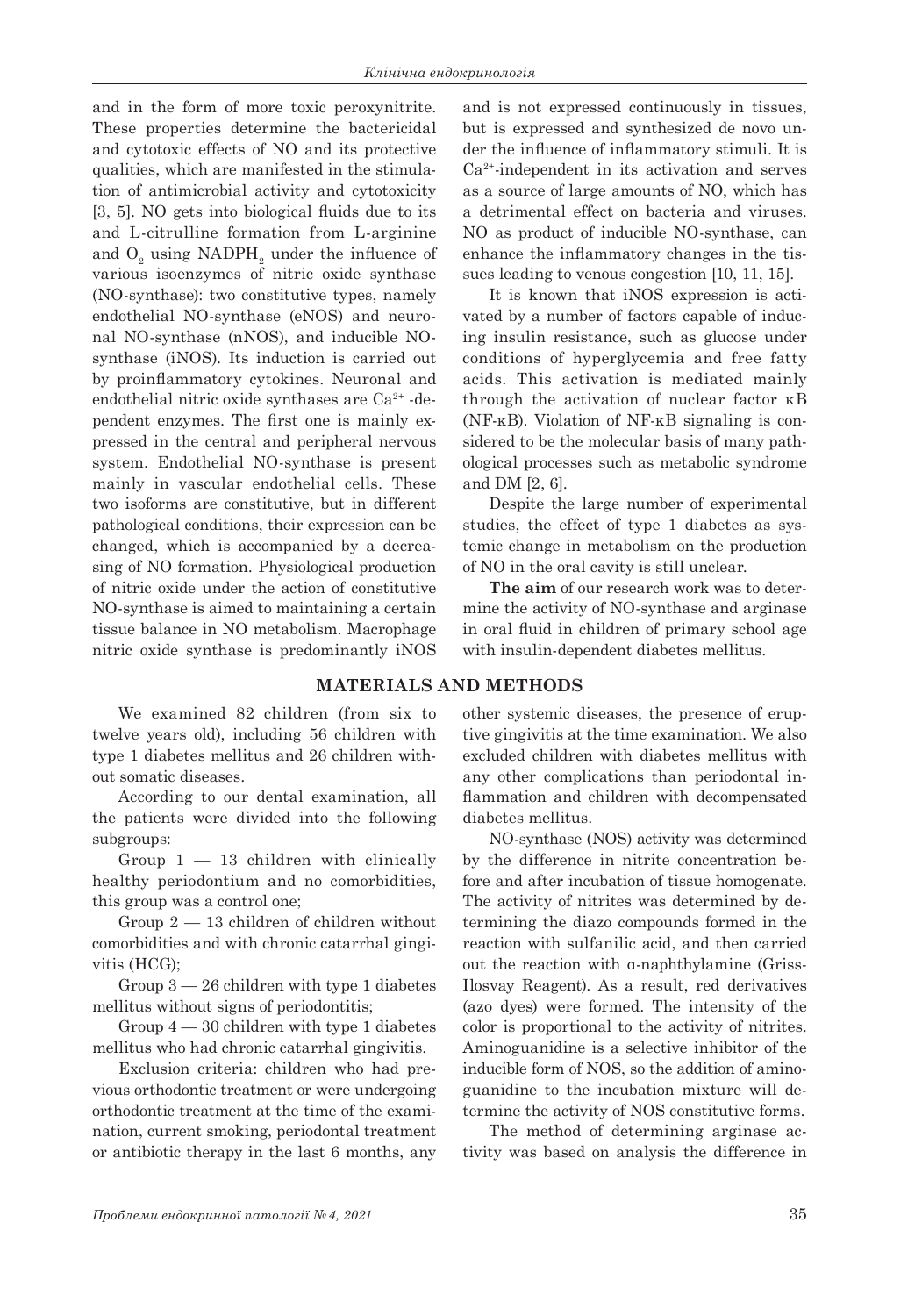and in the form of more toxic peroxynitrite. These properties determine the bactericidal and cytotoxic effects of NO and its protective qualities, which are manifested in the stimulation of antimicrobial activity and cytotoxicity [3, 5]. NO gets into biological fluids due to its and L-citrulline formation from L-arginine and $O_2$ using $NADPH_2$ under the influence of various isoenzymes of nitric oxide synthase (NO-synthase): two constitutive types, namely endothelial NO-synthase (eNOS) and neuronal NO-synthase (nNOS), and inducible NO-synthase (iNOS). Its induction is carried out by proinflammatory cytokines. Neuronal and endothelial nitric oxide synthases are $Ca^{2+}$ -dependent enzymes. The first one is mainly expressed in the central and peripheral nervous system. Endothelial NO-synthase is present mainly in vascular endothelial cells. These two isoforms are constitutive, but in different pathological conditions, their expression can be changed, which is accompanied by a decreasing of NO formation. Physiological production of nitric oxide under the action of constitutive NO-synthase is aimed to maintaining a certain tissue balance in NO metabolism. Macrophage nitric oxide synthase is predominantly iNOS and is not expressed continuously in tissues, but is expressed and synthesized de novo under the influence of inflammatory stimuli. It is $Ca^{2+}$-independent in its activation and serves as a source of large amounts of NO, which has a detrimental effect on bacteria and viruses. NO as product of inducible NO-synthase, can enhance the inflammatory changes in the tissues leading to venous congestion [10, 11, 15].

It is known that iNOS expression is activated by a number of factors capable of inducing insulin resistance, such as glucose under conditions of hyperglycemia and free fatty acids. This activation is mediated mainly through the activation of nuclear factor κB (NF-κB). Violation of NF-κB signaling is considered to be the molecular basis of many pathological processes such as metabolic syndrome and DM [2, 6].

Despite the large number of experimental studies, the effect of type 1 diabetes as systemic change in metabolism on the production of NO in the oral cavity is still unclear.

**The aim** of our research work was to determine the activity of NO-synthase and arginase in oral fluid in children of primary school age with insulin-dependent diabetes mellitus.

## MATERIALS AND METHODS

We examined 82 children (from six to twelve years old), including 56 children with type 1 diabetes mellitus and 26 children without somatic diseases.

According to our dental examination, all the patients were divided into the following subgroups:

Group 1 — 13 children with clinically healthy periodontium and no comorbidities, this group was a control one;

Group 2 — 13 children of children without comorbidities and with chronic catarrhal gingivitis (HCG);

Group 3 — 26 children with type 1 diabetes mellitus without signs of periodontitis;

Group 4 — 30 children with type 1 diabetes mellitus who had chronic catarrhal gingivitis.

Exclusion criteria: children who had previous orthodontic treatment or were undergoing orthodontic treatment at the time of the examination, current smoking, periodontal treatment or antibiotic therapy in the last 6 months, any other systemic diseases, the presence of eruptive gingivitis at the time examination. We also excluded children with diabetes mellitus with any other complications than periodontal inflammation and children with decompensated diabetes mellitus.

NO-synthase (NOS) activity was determined by the difference in nitrite concentration before and after incubation of tissue homogenate. The activity of nitrites was determined by determining the diazo compounds formed in the reaction with sulfanilic acid, and then carried out the reaction with α-naphthylamine (Griss-Ilosvay Reagent). As a result, red derivatives (azo dyes) were formed. The intensity of the color is proportional to the activity of nitrites. Aminoguanidine is a selective inhibitor of the inducible form of NOS, so the addition of aminoguanidine to the incubation mixture will determine the activity of NOS constitutive forms.

The method of determining arginase activity was based on analysis the difference in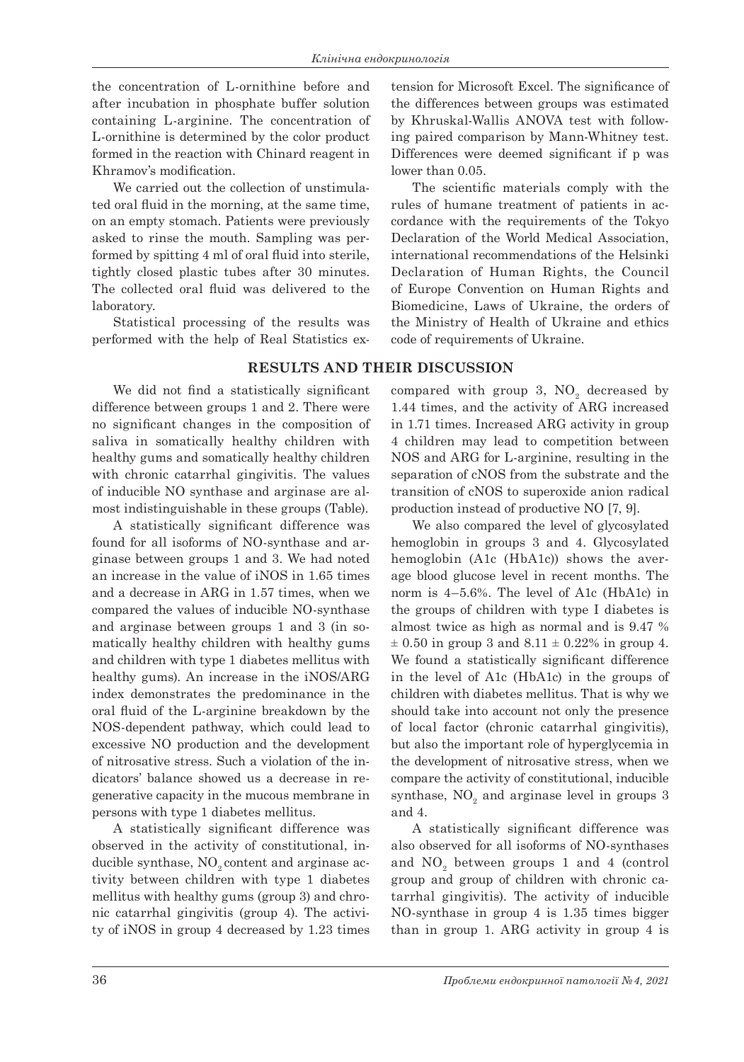the concentration of L-ornithine before and after incubation in phosphate buffer solution containing L-arginine. The concentration of L-ornithine is determined by the color product formed in the reaction with Chinard reagent in Khramov's modification.

We carried out the collection of unstimulated oral fluid in the morning, at the same time, on an empty stomach. Patients were previously asked to rinse the mouth. Sampling was performed by spitting 4 ml of oral fluid into sterile, tightly closed plastic tubes after 30 minutes. The collected oral fluid was delivered to the laboratory.

Statistical processing of the results was performed with the help of Real Statistics extension for Microsoft Excel. The significance of the differences between groups was estimated by Khruskal-Wallis ANOVA test with following paired comparison by Mann-Whitney test. Differences were deemed significant if p was lower than 0.05.

The scientific materials comply with the rules of humane treatment of patients in accordance with the requirements of the Tokyo Declaration of the World Medical Association, international recommendations of the Helsinki Declaration of Human Rights, the Council of Europe Convention on Human Rights and Biomedicine, Laws of Ukraine, the orders of the Ministry of Health of Ukraine and ethics code of requirements of Ukraine.

## RESULTS AND THEIR DISCUSSION

We did not find a statistically significant difference between groups 1 and 2. There were no significant changes in the composition of saliva in somatically healthy children with healthy gums and somatically healthy children with chronic catarrhal gingivitis. The values of inducible NO synthase and arginase are almost indistinguishable in these groups (Table).

A statistically significant difference was found for all isoforms of NO-synthase and arginase between groups 1 and 3. We had noted an increase in the value of iNOS in 1.65 times and a decrease in ARG in 1.57 times, when we compared the values of inducible NO-synthase and arginase between groups 1 and 3 (in somatically healthy children with healthy gums and children with type 1 diabetes mellitus with healthy gums). An increase in the iNOS/ARG index demonstrates the predominance in the oral fluid of the L-arginine breakdown by the NOS-dependent pathway, which could lead to excessive NO production and the development of nitrosative stress. Such a violation of the indicators' balance showed us a decrease in regenerative capacity in the mucous membrane in persons with type 1 diabetes mellitus.

A statistically significant difference was observed in the activity of constitutional, inducible synthase, $NO_2$ content and arginase activity between children with type 1 diabetes mellitus with healthy gums (group 3) and chronic catarrhal gingivitis (group 4). The activity of iNOS in group 4 decreased by 1.23 times compared with group 3, $NO_2$ decreased by 1.44 times, and the activity of ARG increased in 1.71 times. Increased ARG activity in group 4 children may lead to competition between NOS and ARG for L-arginine, resulting in the separation of cNOS from the substrate and the transition of cNOS to superoxide anion radical production instead of productive NO [7, 9].

We also compared the level of glycosylated hemoglobin in groups 3 and 4. Glycosylated hemoglobin (A1c (HbA1c)) shows the average blood glucose level in recent months. The norm is 4–5.6%. The level of A1c (HbA1c) in the groups of children with type I diabetes is almost twice as high as normal and is 9.47 % $\pm$ 0.50 in group 3 and 8.11 $\pm$ 0.22% in group 4. We found a statistically significant difference in the level of A1c (HbA1c) in the groups of children with diabetes mellitus. That is why we should take into account not only the presence of local factor (chronic catarrhal gingivitis), but also the important role of hyperglycemia in the development of nitrosative stress, when we compare the activity of constitutional, inducible synthase, $NO_2$ and arginase level in groups 3 and 4.

A statistically significant difference was also observed for all isoforms of NO-synthases and $NO_2$ between groups 1 and 4 (control group and group of children with chronic catarrhal gingivitis). The activity of inducible NO-synthase in group 4 is 1.35 times bigger than in group 1. ARG activity in group 4 is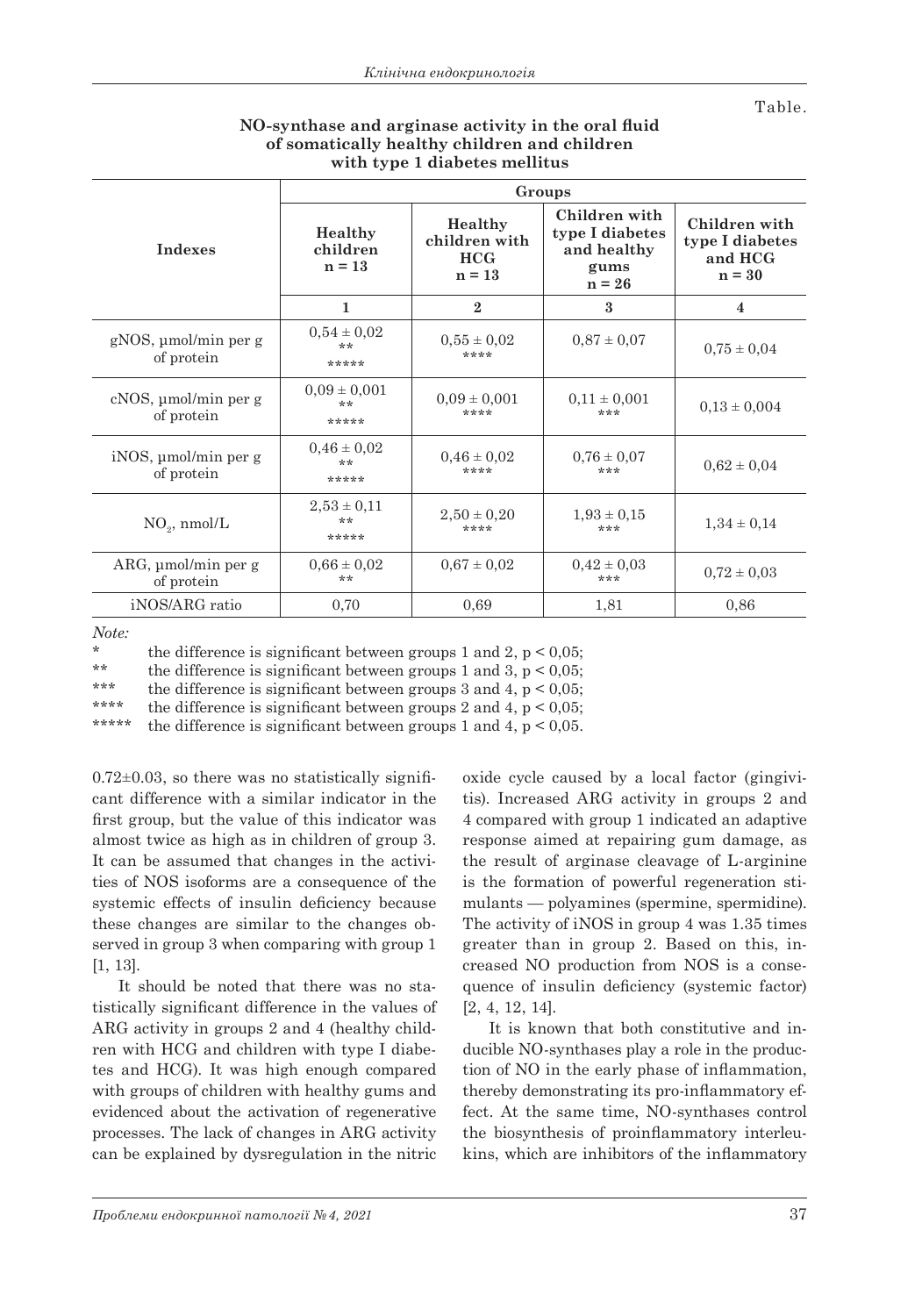Table.

**NO-synthase and arginase activity in the oral fluid of somatically healthy children and children with type 1 diabetes mellitus**

| Indexes | Groups | | | |
|---|---|---|---|---|
| | Healthy children n = 13 | Healthy children with HCG n = 13 | Children with type I diabetes and healthy gums n = 26 | Children with type I diabetes and HCG n = 30 |
| | 1 | 2 | 3 | 4 |
| gNOS, µmol/min per g of protein | 0,54 ± 0,02 ** ***** | 0,55 ± 0,02 **** | 0,87 ± 0,07 | 0,75 ± 0,04 |
| cNOS, µmol/min per g of protein | 0,09 ± 0,001 ** ***** | 0,09 ± 0,001 **** | 0,11 ± 0,001 *** | 0,13 ± 0,004 |
| iNOS, µmol/min per g of protein | 0,46 ± 0,02 ** ***** | 0,46 ± 0,02 **** | 0,76 ± 0,07 *** | 0,62 ± 0,04 |
| $NO_2$, nmol/L | 2,53 ± 0,11 ** ***** | 2,50 ± 0,20 **** | 1,93 ± 0,15 *** | 1,34 ± 0,14 |
| ARG, µmol/min per g of protein | 0,66 ± 0,02 ** | 0,67 ± 0,02 | 0,42 ± 0,03 *** | 0,72 ± 0,03 |
| iNOS/ARG ratio | 0,70 | 0,69 | 1,81 | 0,86 |

*Note:*

\* the difference is significant between groups 1 and 2, $p < 0,05$;
\*\* the difference is significant between groups 1 and 3, $p < 0,05$;
\*\*\* the difference is significant between groups 3 and 4, $p < 0,05$;
\*\*\*\* the difference is significant between groups 2 and 4, $p < 0,05$;
\*\*\*\*\* the difference is significant between groups 1 and 4, $p < 0,05$.

0.72±0.03, so there was no statistically significant difference with a similar indicator in the first group, but the value of this indicator was almost twice as high as in children of group 3. It can be assumed that changes in the activities of NOS isoforms are a consequence of the systemic effects of insulin deficiency because these changes are similar to the changes observed in group 3 when comparing with group 1 [1, 13].

It should be noted that there was no statistically significant difference in the values of ARG activity in groups 2 and 4 (healthy children with HCG and children with type I diabetes and HCG). It was high enough compared with groups of children with healthy gums and evidenced about the activation of regenerative processes. The lack of changes in ARG activity can be explained by dysregulation in the nitric oxide cycle caused by a local factor (gingivitis). Increased ARG activity in groups 2 and 4 compared with group 1 indicated an adaptive response aimed at repairing gum damage, as the result of arginase cleavage of L-arginine is the formation of powerful regeneration stimulants — polyamines (spermine, spermidine). The activity of iNOS in group 4 was 1.35 times greater than in group 2. Based on this, increased NO production from NOS is a consequence of insulin deficiency (systemic factor) [2, 4, 12, 14].

It is known that both constitutive and inducible NO-synthases play a role in the production of NO in the early phase of inflammation, thereby demonstrating its pro-inflammatory effect. At the same time, NO-synthases control the biosynthesis of proinflammatory interleukins, which are inhibitors of the inflammatory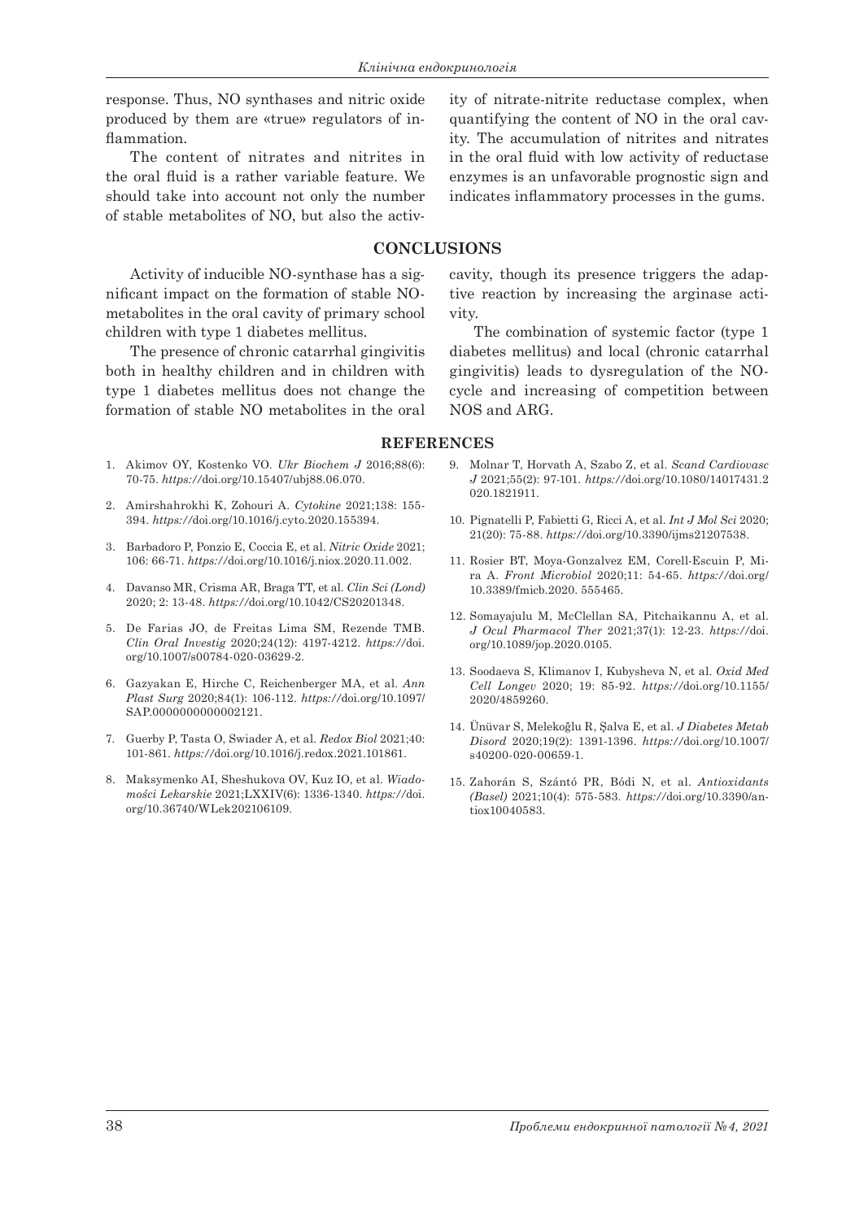response. Thus, NO synthases and nitric oxide produced by them are «true» regulators of inflammation.

The content of nitrates and nitrites in the oral fluid is a rather variable feature. We should take into account not only the number of stable metabolites of NO, but also the activity of nitrate-nitrite reductase complex, when quantifying the content of NO in the oral cavity. The accumulation of nitrites and nitrates in the oral fluid with low activity of reductase enzymes is an unfavorable prognostic sign and indicates inflammatory processes in the gums.

## CONCLUSIONS

Activity of inducible NO-synthase has a significant impact on the formation of stable NO-metabolites in the oral cavity of primary school children with type 1 diabetes mellitus.

The presence of chronic catarrhal gingivitis both in healthy children and in children with type 1 diabetes mellitus does not change the formation of stable NO metabolites in the oral cavity, though its presence triggers the adaptive reaction by increasing the arginase activity.

The combination of systemic factor (type 1 diabetes mellitus) and local (chronic catarrhal gingivitis) leads to dysregulation of the NO-cycle and increasing of competition between NOS and ARG.

## REFERENCES

1. Akimov OY, Kostenko VO. *Ukr Biochem J* 2016;88(6): 70-75. *https://*doi.org/10.15407/ubj88.06.070.
2. Amirshahrokhi K, Zohouri A. *Cytokine* 2021;138: 155-394. *https://*doi.org/10.1016/j.cyto.2020.155394.
3. Barbadoro P, Ponzio E, Coccia E, et al. *Nitric Oxide* 2021; 106: 66-71. *https://*doi.org/10.1016/j.niox.2020.11.002.
4. Davanso MR, Crisma AR, Braga TT, et al. *Clin Sci (Lond)* 2020; 2: 13-48. *https://*doi.org/10.1042/CS20201348.
5. De Farias JO, de Freitas Lima SM, Rezende TMB. *Clin Oral Investig* 2020;24(12): 4197-4212. *https://*doi.org/10.1007/s00784-020-03629-2.
6. Gazyakan E, Hirche C, Reichenberger MA, et al. *Ann Plast Surg* 2020;84(1): 106-112. *https://*doi.org/10.1097/SAP.0000000000002121.
7. Guerby P, Tasta O, Swiader A, et al. *Redox Biol* 2021;40: 101-861. *https://*doi.org/10.1016/j.redox.2021.101861.
8. Maksymenko AI, Sheshukova OV, Kuz IO, et al. *Wiadomości Lekarskie* 2021;LXXIV(6): 1336-1340. *https://*doi.org/10.36740/WLek202106109.
9. Molnar T, Horvath A, Szabo Z, et al. *Scand Cardiovasc J* 2021;55(2): 97-101. *https://*doi.org/10.1080/14017431.2020.1821911.
10. Pignatelli P, Fabietti G, Ricci A, et al. *Int J Mol Sci* 2020; 21(20): 75-88. *https://*doi.org/10.3390/ijms21207538.
11. Rosier BT, Moya-Gonzalvez EM, Corell-Escuin P, Mira A. *Front Microbiol* 2020;11: 54-65. *https://*doi.org/10.3389/fmicb.2020. 555465.
12. Somayajulu M, McClellan SA, Pitchaikannu A, et al. *J Ocul Pharmacol Ther* 2021;37(1): 12-23. *https://*doi.org/10.1089/jop.2020.0105.
13. Soodaeva S, Klimanov I, Kubysheva N, et al. *Oxid Med Cell Longev* 2020; 19: 85-92. *https://*doi.org/10.1155/2020/4859260.
14. Ünüvar S, Melekoğlu R, Şalva E, et al. *J Diabetes Metab Disord* 2020;19(2): 1391-1396. *https://*doi.org/10.1007/s40200-020-00659-1.
15. Zahorán S, Szántó PR, Bódi N, et al. *Antioxidants (Basel)* 2021;10(4): 575-583. *https://*doi.org/10.3390/antiox10040583.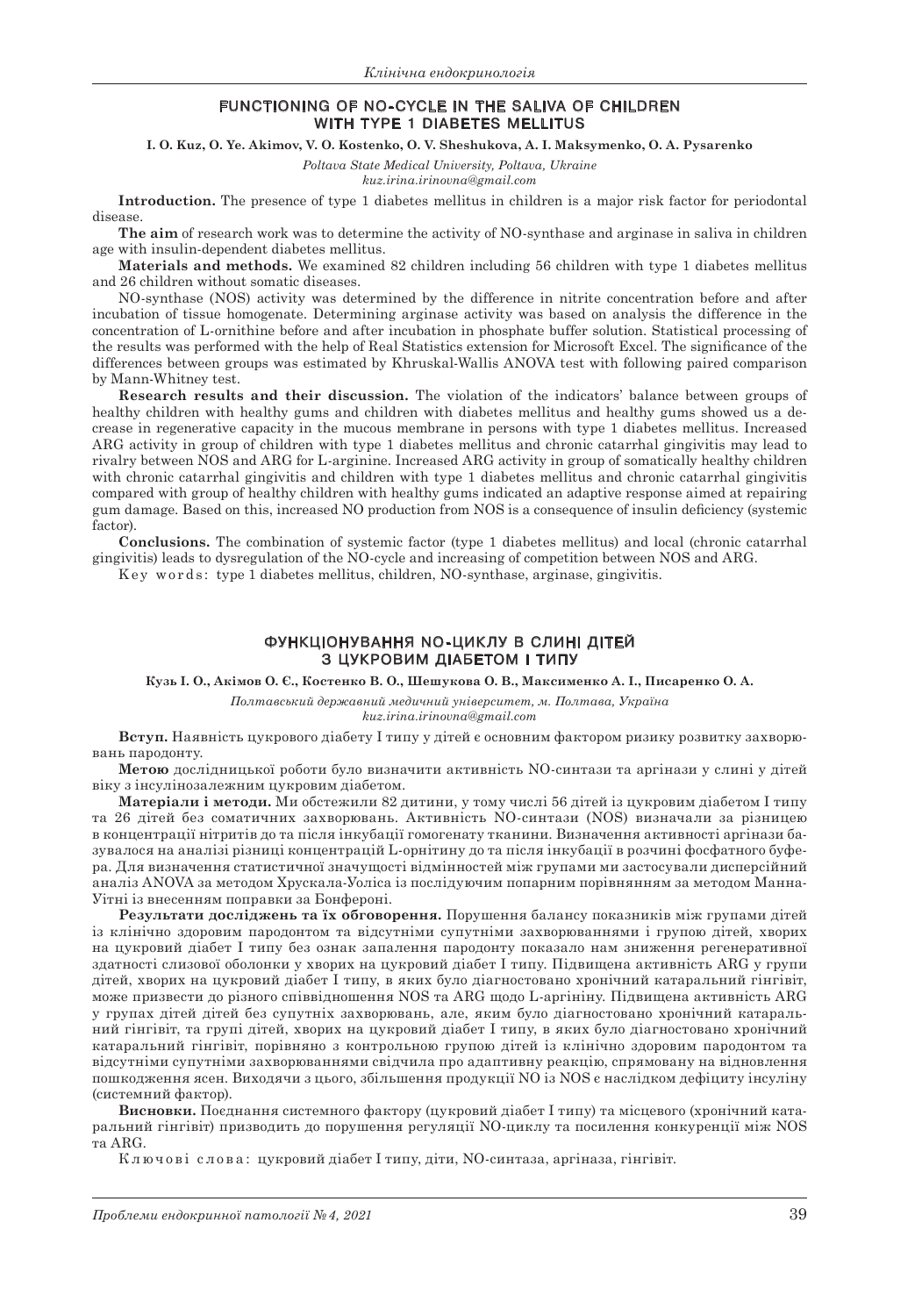## FUNCTIONING OF NO-CYCLE IN THE SALIVA OF CHILDREN WITH TYPE 1 DIABETES MELLITUS

**I. O. Kuz, O. Ye. Akimov, V. O. Kostenko, O. V. Sheshukova, A. I. Maksymenko, O. A. Pysarenko**

*Poltava State Medical University, Poltava, Ukraine*
*kuz.irina.irinovna@gmail.com*

**Introduction.** The presence of type 1 diabetes mellitus in children is a major risk factor for periodontal disease.

**The aim** of research work was to determine the activity of NO-synthase and arginase in saliva in children age with insulin-dependent diabetes mellitus.

**Materials and methods.** We examined 82 children including 56 children with type 1 diabetes mellitus and 26 children without somatic diseases.

NO-synthase (NOS) activity was determined by the difference in nitrite concentration before and after incubation of tissue homogenate. Determining arginase activity was based on analysis the difference in the concentration of L-ornithine before and after incubation in phosphate buffer solution. Statistical processing of the results was performed with the help of Real Statistics extension for Microsoft Excel. The significance of the differences between groups was estimated by Khruskal-Wallis ANOVA test with following paired comparison by Mann-Whitney test.

**Research results and their discussion.** The violation of the indicators' balance between groups of healthy children with healthy gums and children with diabetes mellitus and healthy gums showed us a decrease in regenerative capacity in the mucous membrane in persons with type 1 diabetes mellitus. Increased ARG activity in group of children with type 1 diabetes mellitus and chronic catarrhal gingivitis may lead to rivalry between NOS and ARG for L-arginine. Increased ARG activity in group of somatically healthy children with chronic catarrhal gingivitis and children with type 1 diabetes mellitus and chronic catarrhal gingivitis compared with group of healthy children with healthy gums indicated an adaptive response aimed at repairing gum damage. Based on this, increased NO production from NOS is a consequence of insulin deficiency (systemic factor).

**Conclusions.** The combination of systemic factor (type 1 diabetes mellitus) and local (chronic catarrhal gingivitis) leads to dysregulation of the NO-cycle and increasing of competition between NOS and ARG.

Key words: type 1 diabetes mellitus, children, NO-synthase, arginase, gingivitis.

## ФУНКЦІОНУВАННЯ NO-ЦИКЛУ В СЛИНІ ДІТЕЙ З ЦУКРОВИМ ДІАБЕТОМ І ТИПУ

**Кузь І. О., Акімов О. Є., Костенко В. О., Шешукова О. В., Максименко А. І., Писаренко О. А.**

*Полтавський державний медичний університет, м. Полтава, Україна*
*kuz.irina.irinovna@gmail.com*

**Вступ.** Наявність цукрового діабету І типу у дітей є основним фактором ризику розвитку захворювань пародонту.

**Метою** дослідницької роботи було визначити активність NO-синтази та аргінази у слині у дітей віку з інсулінозалежним цукровим діабетом.

**Матеріали і методи.** Ми обстежили 82 дитини, у тому числі 56 дітей із цукровим діабетом І типу та 26 дітей без соматичних захворювань. Активність NO-синтази (NOS) визначали за різницею в концентрації нітритів до та після інкубації гомогенату тканини. Визначення активності аргінази базувалося на аналізі різниці концентрацій L-орнітину до та після інкубації в розчині фосфатного буфера. Для визначення статистичної значущості відмінностей між групами ми застосували дисперсійний аналіз ANOVA за методом Хрускала-Уоліса із послідуючим попарним порівнянням за методом Манна-Уітні із внесенням поправки за Бонфероні.

**Результати досліджень та їх обговорення.** Порушення балансу показників між групами дітей із клінічно здоровим пародонтом та відсутніми супутніми захворюваннями і групою дітей, хворих на цукровий діабет І типу без ознак запалення пародонту показало нам зниження регенеративної здатності слизової оболонки у хворих на цукровий діабет І типу. Підвищена активність ARG у групи дітей, хворих на цукровий діабет І типу, в яких було діагностовано хронічний катаральний гінгівіт, може призвести до різного співвідношення NOS та ARG щодо L-аргініну. Підвищена активність ARG у групах дітей дітей без супутніх захворювань, але, яким було діагностовано хронічний катаральний гінгівіт, та групі дітей, хворих на цукровий діабет І типу, в яких було діагностовано хронічний катаральний гінгівіт, порівняно з контрольною групою дітей із клінічно здоровим пародонтом та відсутніми супутніми захворюваннями свідчила про адаптивну реакцію, спрямовану на відновлення пошкодження ясен. Виходячи з цього, збільшення продукції NO із NOS є наслідком дефіциту інсуліну (системний фактор).

**Висновки.** Поєднання системного фактору (цукровий діабет І типу) та місцевого (хронічний катаральний гінгівіт) призводить до порушення регуляції NO-циклу та посилення конкуренції між NOS та ARG.

Ключові слова: цукровий діабет І типу, діти, NO-синтаза, аргіназа, гінгівіт.